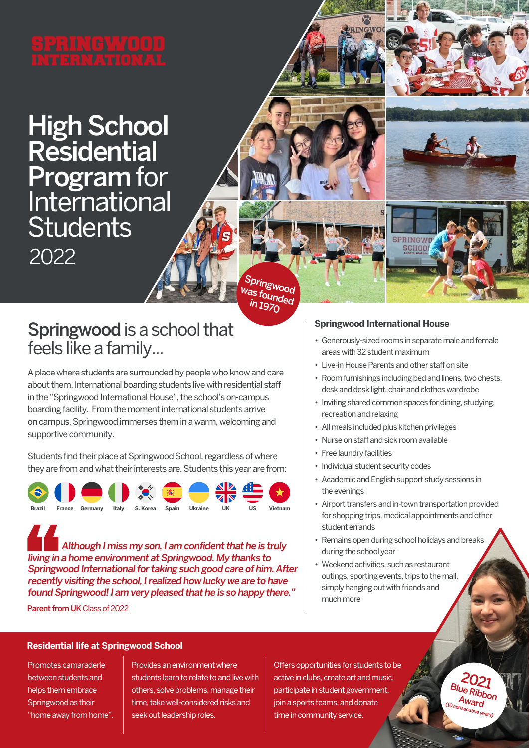# SPRINGWOOD INTERNATIONAL

# High School Residential Program for International Students 2022

Springwood was founded in 1970

## Springwood is a school that feels like a family...

A place where students are surrounded by people who know and care about them. International boarding students live with residential staff in the "Springwood International House", the school's on-campus boarding facility. From the moment international students arrive on campus, Springwood immerses them in a warm, welcoming and supportive community.

Students find their place at Springwood School, regardless of where they are from and what their interests are. Students this year are from:

Brazil, France, Germany, Italy, S. Korea, Spain, Ukraine, UK, US, Vietnam

> *"Although I miss my son, I am confident that he is truly living in a home environment at Springwood. My thanks to Springwood International for taking such good care of him. After recently visiting the school, I realized how lucky we are to have found Springwood! I am very pleased that he is so happy there."*
>
> **Parent from UK** Class of 2022

### Springwood International House

- Generously-sized rooms in separate male and female areas with 32 student maximum
- Live-in House Parents and other staff on site
- Room furnishings including bed and linens, two chests, desk and desk light, chair and clothes wardrobe
- Inviting shared common spaces for dining, studying, recreation and relaxing
- All meals included plus kitchen privileges
- Nurse on staff and sick room available
- Free laundry facilities
- Individual student security codes
- Academic and English support study sessions in the evenings
- Airport transfers and in-town transportation provided for shopping trips, medical appointments and other student errands
- Remains open during school holidays and breaks during the school year
- Weekend activities, such as restaurant outings, sporting events, trips to the mall, simply hanging out with friends and much more

### Residential life at Springwood School

Promotes camaraderie between students and helps them embrace Springwood as their "home away from home".

Provides an environment where students learn to relate to and live with others, solve problems, manage their time, take well-considered risks and seek out leadership roles.

Offers opportunities for students to be active in clubs, create art and music, participate in student government, join a sports teams, and donate time in community service.

2021 Blue Ribbon Award (10 consecutive years)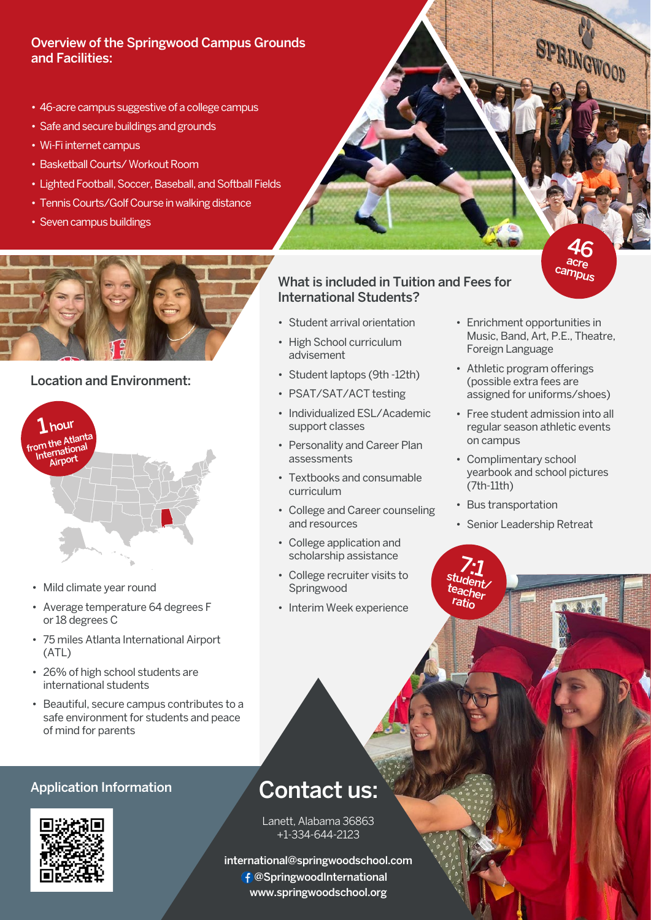## Overview of the Springwood Campus Grounds and Facilities:

- 46-acre campus suggestive of a college campus
- Safe and secure buildings and grounds
- Wi-Fi internet campus
- Basketball Courts/ Workout Room
- Lighted Football, Soccer, Baseball, and Softball Fields
- Tennis Courts/Golf Course in walking distance
- Seven campus buildings

46 acre campus

## Location and Environment:

1 hour from the Atlanta International Airport

- Mild climate year round
- Average temperature 64 degrees F or 18 degrees C
- 75 miles Atlanta International Airport (ATL)
- 26% of high school students are international students
- Beautiful, secure campus contributes to a safe environment for students and peace of mind for parents

## What is included in Tuition and Fees for International Students?

- Student arrival orientation
- High School curriculum advisement
- Student laptops (9th -12th)
- PSAT/SAT/ACT testing
- Individualized ESL/Academic support classes
- Personality and Career Plan assessments
- Textbooks and consumable curriculum
- College and Career counseling and resources
- College application and scholarship assistance
- College recruiter visits to Springwood
- Interim Week experience
- Enrichment opportunities in Music, Band, Art, P.E., Theatre, Foreign Language
- Athletic program offerings (possible extra fees are assigned for uniforms/shoes)
- Free student admission into all regular season athletic events on campus
- Complimentary school yearbook and school pictures (7th-11th)
- Bus transportation
- Senior Leadership Retreat

7:1 student/teacher ratio

## Application Information

# Contact us:

Lanett, Alabama 36863
+1-334-644-2123

**international@springwoodschool.com**
**@SpringwoodInternational**
**www.springwoodschool.org**